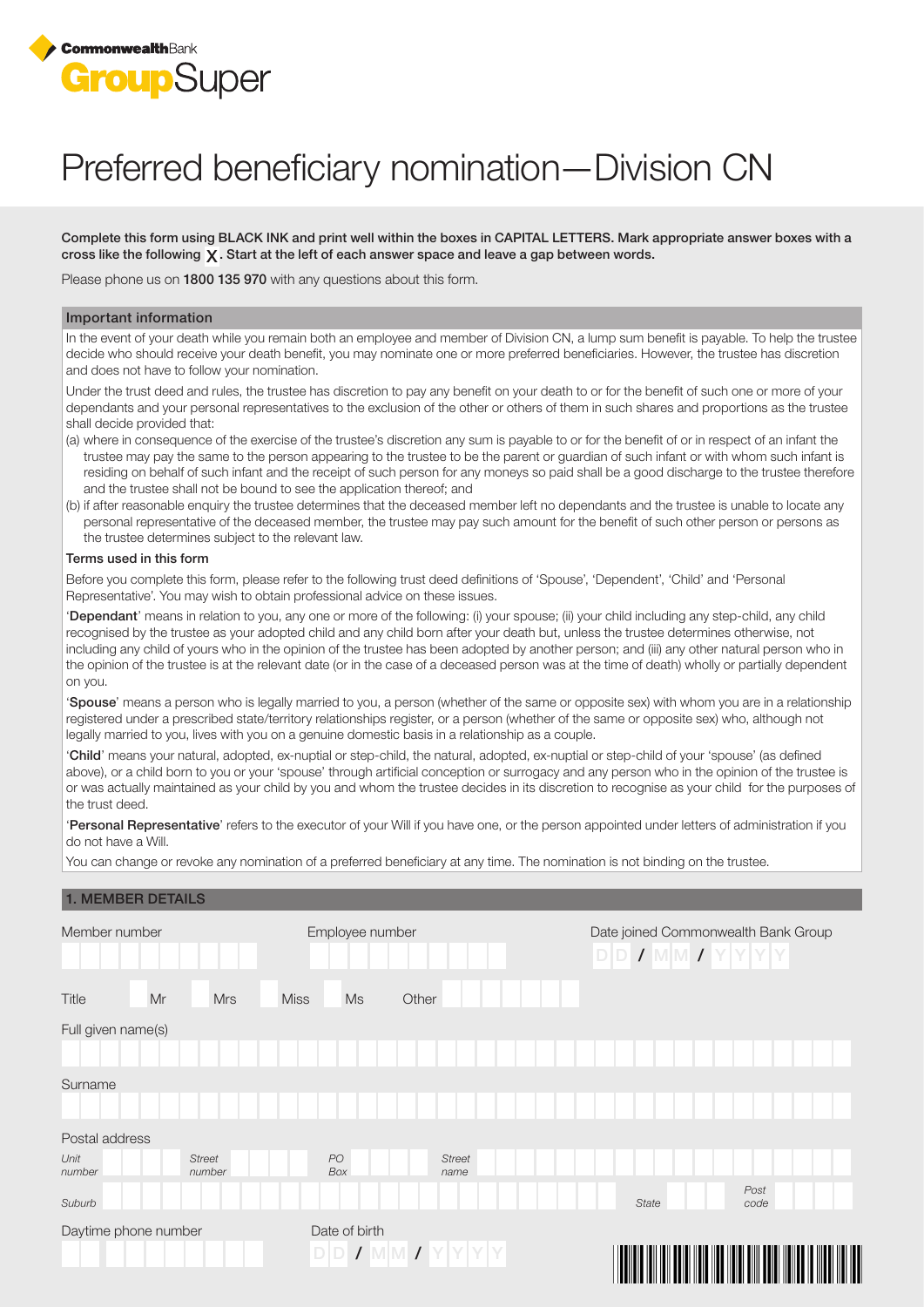CommonwealthBank GroupSuper

# Preferred beneficiary nomination—Division CN

**Complete this form using BLACK INK and print well within the boxes in CAPITAL LETTERS. Mark appropriate answer boxes with a cross like the following X. Start at the left of each answer space and leave a gap between words.**

Please phone us on **1800 135 970** with any questions about this form.

## Important information

In the event of your death while you remain both an employee and member of Division CN, a lump sum benefit is payable. To help the trustee decide who should receive your death benefit, you may nominate one or more preferred beneficiaries. However, the trustee has discretion and does not have to follow your nomination.

Under the trust deed and rules, the trustee has discretion to pay any benefit on your death to or for the benefit of such one or more of your dependants and your personal representatives to the exclusion of the other or others of them in such shares and proportions as the trustee shall decide provided that:

(a) where in consequence of the exercise of the trustee's discretion any sum is payable to or for the benefit of or in respect of an infant the trustee may pay the same to the person appearing to the trustee to be the parent or guardian of such infant or with whom such infant is residing on behalf of such infant and the receipt of such person for any moneys so paid shall be a good discharge to the trustee therefore and the trustee shall not be bound to see the application thereof; and

(b) if after reasonable enquiry the trustee determines that the deceased member left no dependants and the trustee is unable to locate any personal representative of the deceased member, the trustee may pay such amount for the benefit of such other person or persons as the trustee determines subject to the relevant law.

### Terms used in this form

Before you complete this form, please refer to the following trust deed definitions of 'Spouse', 'Dependent', 'Child' and 'Personal Representative'. You may wish to obtain professional advice on these issues.

'**Dependant**' means in relation to you, any one or more of the following: (i) your spouse; (ii) your child including any step-child, any child recognised by the trustee as your adopted child and any child born after your death but, unless the trustee determines otherwise, not including any child of yours who in the opinion of the trustee has been adopted by another person; and (iii) any other natural person who in the opinion of the trustee is at the relevant date (or in the case of a deceased person was at the time of death) wholly or partially dependent on you.

'**Spouse**' means a person who is legally married to you, a person (whether of the same or opposite sex) with whom you are in a relationship registered under a prescribed state/territory relationships register, or a person (whether of the same or opposite sex) who, although not legally married to you, lives with you on a genuine domestic basis in a relationship as a couple.

'**Child**' means your natural, adopted, ex-nuptial or step-child, the natural, adopted, ex-nuptial or step-child of your 'spouse' (as defined above), or a child born to you or your 'spouse' through artificial conception or surrogacy and any person who in the opinion of the trustee is or was actually maintained as your child by you and whom the trustee decides in its discretion to recognise as your child for the purposes of the trust deed.

'**Personal Representative**' refers to the executor of your Will if you have one, or the person appointed under letters of administration if you do not have a Will.

You can change or revoke any nomination of a preferred beneficiary at any time. The nomination is not binding on the trustee.

## 1. MEMBER DETAILS

Member number

Employee number

Date joined Commonwealth Bank Group DD / MM / YYYY

Title Mr Mrs Miss Ms Other

Full given name(s)

Surname

Postal address

*Unit number* *Street number* *PO Box* *Street name*

*Suburb* *State* *Post code*

Daytime phone number

Date of birth DD / MM / YYYY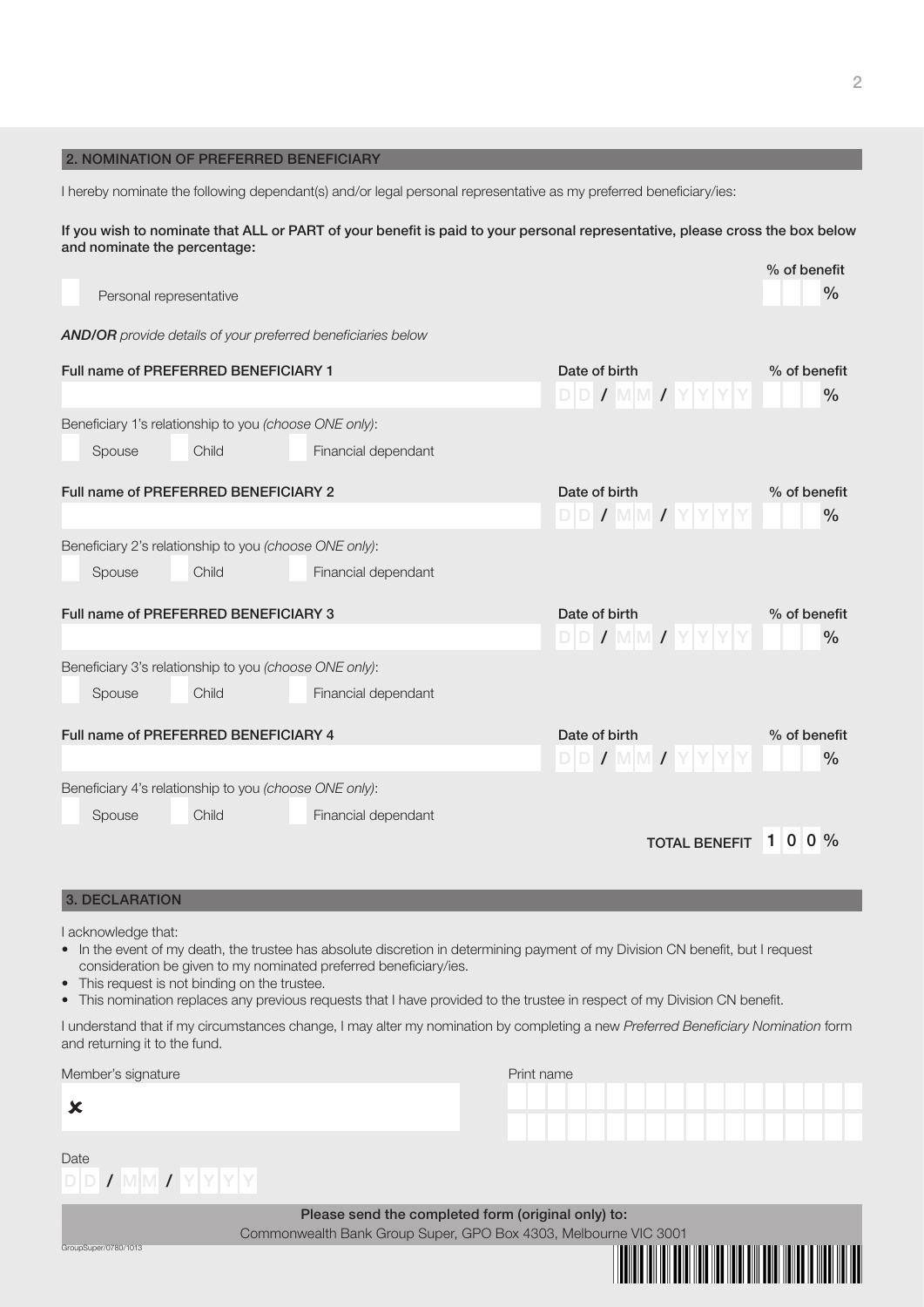## 2. NOMINATION OF PREFERRED BENEFICIARY

I hereby nominate the following dependant(s) and/or legal personal representative as my preferred beneficiary/ies:

**If you wish to nominate that ALL or PART of your benefit is paid to your personal representative, please cross the box below and nominate the percentage:**

% of benefit

☐ Personal representative %

***AND/OR*** *provide details of your preferred beneficiaries below*

**Full name of PREFERRED BENEFICIARY 1** Date of birth DD / MM / YYYY % of benefit %

Beneficiary 1's relationship to you *(choose ONE only)*:

☐ Spouse ☐ Child ☐ Financial dependant

**Full name of PREFERRED BENEFICIARY 2** Date of birth DD / MM / YYYY % of benefit %

Beneficiary 2's relationship to you *(choose ONE only)*:

☐ Spouse ☐ Child ☐ Financial dependant

**Full name of PREFERRED BENEFICIARY 3** Date of birth DD / MM / YYYY % of benefit %

Beneficiary 3's relationship to you *(choose ONE only)*:

☐ Spouse ☐ Child ☐ Financial dependant

**Full name of PREFERRED BENEFICIARY 4** Date of birth DD / MM / YYYY % of benefit %

Beneficiary 4's relationship to you *(choose ONE only)*:

☐ Spouse ☐ Child ☐ Financial dependant

**TOTAL BENEFIT 1 0 0 %**

## 3. DECLARATION

I acknowledge that:

- In the event of my death, the trustee has absolute discretion in determining payment of my Division CN benefit, but I request consideration be given to my nominated preferred beneficiary/ies.
- This request is not binding on the trustee.
- This nomination replaces any previous requests that I have provided to the trustee in respect of my Division CN benefit.

I understand that if my circumstances change, I may alter my nomination by completing a new *Preferred Beneficiary Nomination* form and returning it to the fund.

Member's signature

✘

Print name

Date

DD / MM / YYYY

**Please send the completed form (original only) to:**

Commonwealth Bank Group Super, GPO Box 4303, Melbourne VIC 3001

GroupSuper/0780/1013